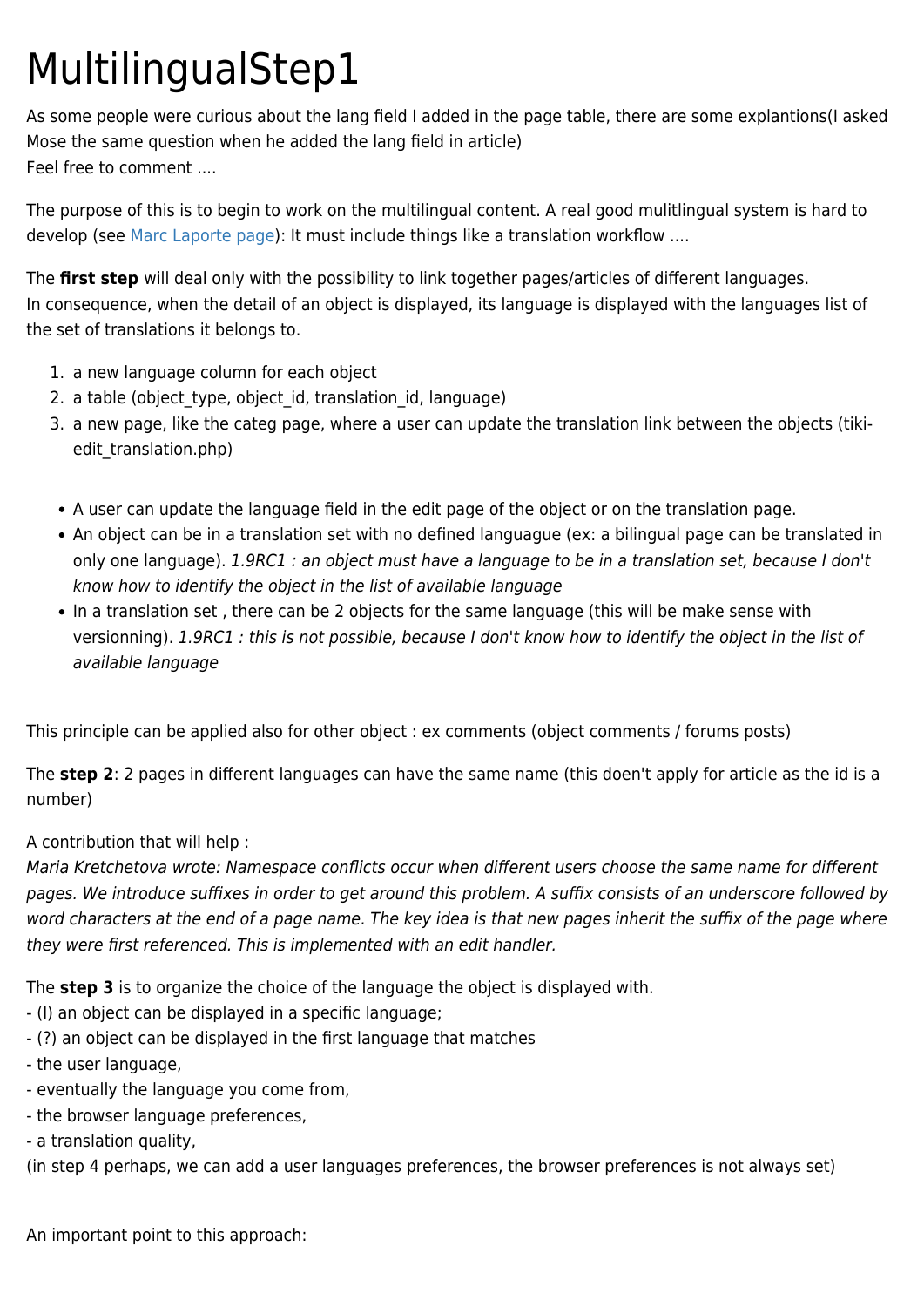# MultilingualStep1

As some people were curious about the lang field I added in the page table, there are some explantions(I asked Mose the same question when he added the lang field in article)
Feel free to comment ....

The purpose of this is to begin to work on the multilingual content. A real good mulitlingual system is hard to develop (see Marc Laporte page): It must include things like a translation workflow ....

The **first step** will deal only with the possibility to link together pages/articles of different languages.
In consequence, when the detail of an object is displayed, its language is displayed with the languages list of the set of translations it belongs to.

1. a new language column for each object
2. a table (object_type, object_id, translation_id, language)
3. a new page, like the categ page, where a user can update the translation link between the objects (tiki-edit_translation.php)

- A user can update the language field in the edit page of the object or on the translation page.
- An object can be in a translation set with no defined languague (ex: a bilingual page can be translated in only one language). *1.9RC1 : an object must have a language to be in a translation set, because I don't know how to identify the object in the list of available language*
- In a translation set , there can be 2 objects for the same language (this will be make sense with versionning). *1.9RC1 : this is not possible, because I don't know how to identify the object in the list of available language*

This principle can be applied also for other object : ex comments (object comments / forums posts)

The **step 2**: 2 pages in different languages can have the same name (this doen't apply for article as the id is a number)

A contribution that will help :
*Maria Kretchetova wrote: Namespace conflicts occur when different users choose the same name for different pages. We introduce suffixes in order to get around this problem. A suffix consists of an underscore followed by word characters at the end of a page name. The key idea is that new pages inherit the suffix of the page where they were first referenced. This is implemented with an edit handler.*

The **step 3** is to organize the choice of the language the object is displayed with.
- (l) an object can be displayed in a specific language;
- (?) an object can be displayed in the first language that matches
- the user language,
- eventually the language you come from,
- the browser language preferences,
- a translation quality,
(in step 4 perhaps, we can add a user languages preferences, the browser preferences is not always set)

An important point to this approach: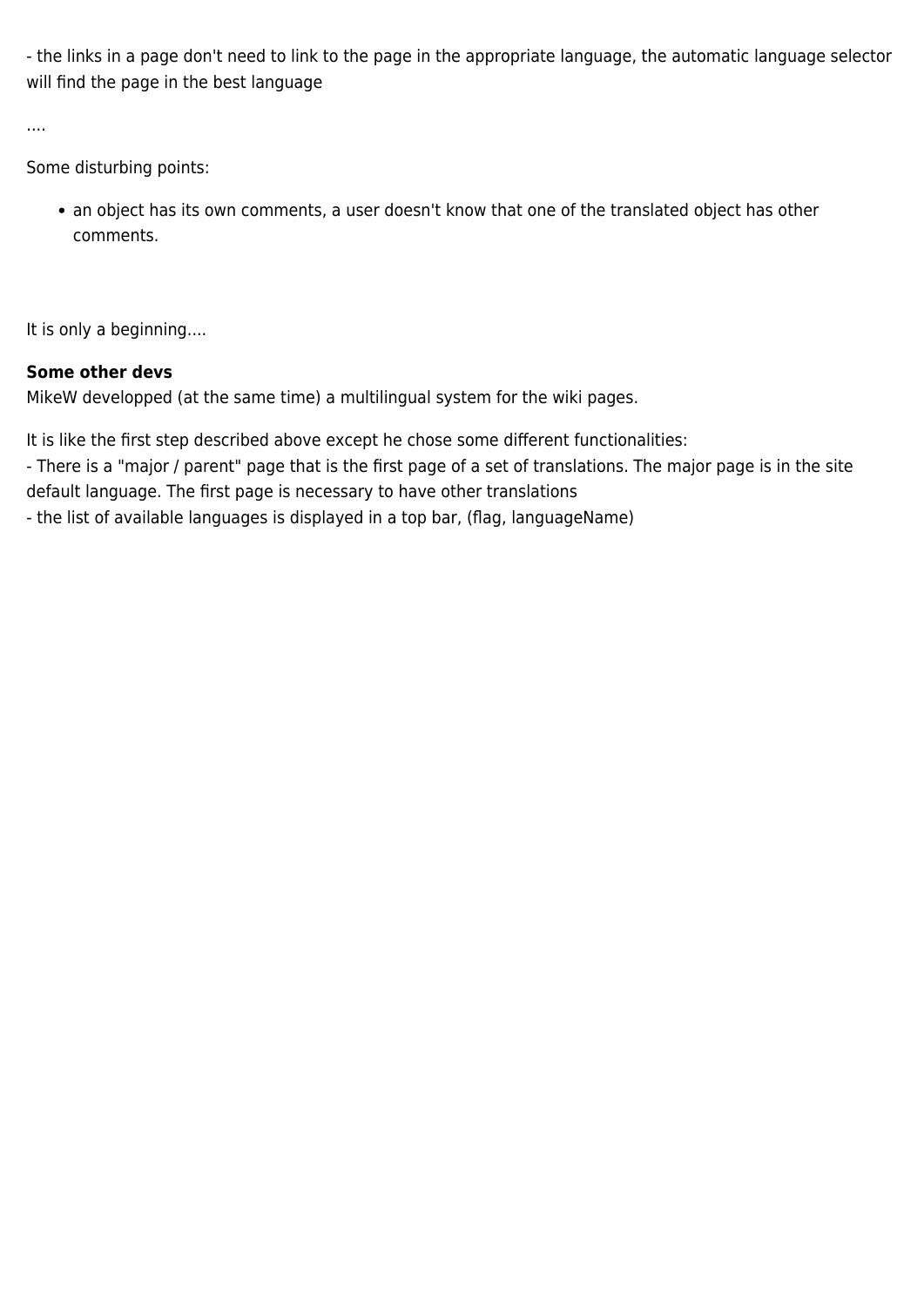- the links in a page don't need to link to the page in the appropriate language, the automatic language selector will find the page in the best language

....

Some disturbing points:

- an object has its own comments, a user doesn't know that one of the translated object has other comments.

It is only a beginning....

**Some other devs**
MikeW developped (at the same time) a multilingual system for the wiki pages.

It is like the first step described above except he chose some different functionalities:
- There is a "major / parent" page that is the first page of a set of translations. The major page is in the site default language. The first page is necessary to have other translations
- the list of available languages is displayed in a top bar, (flag, languageName)